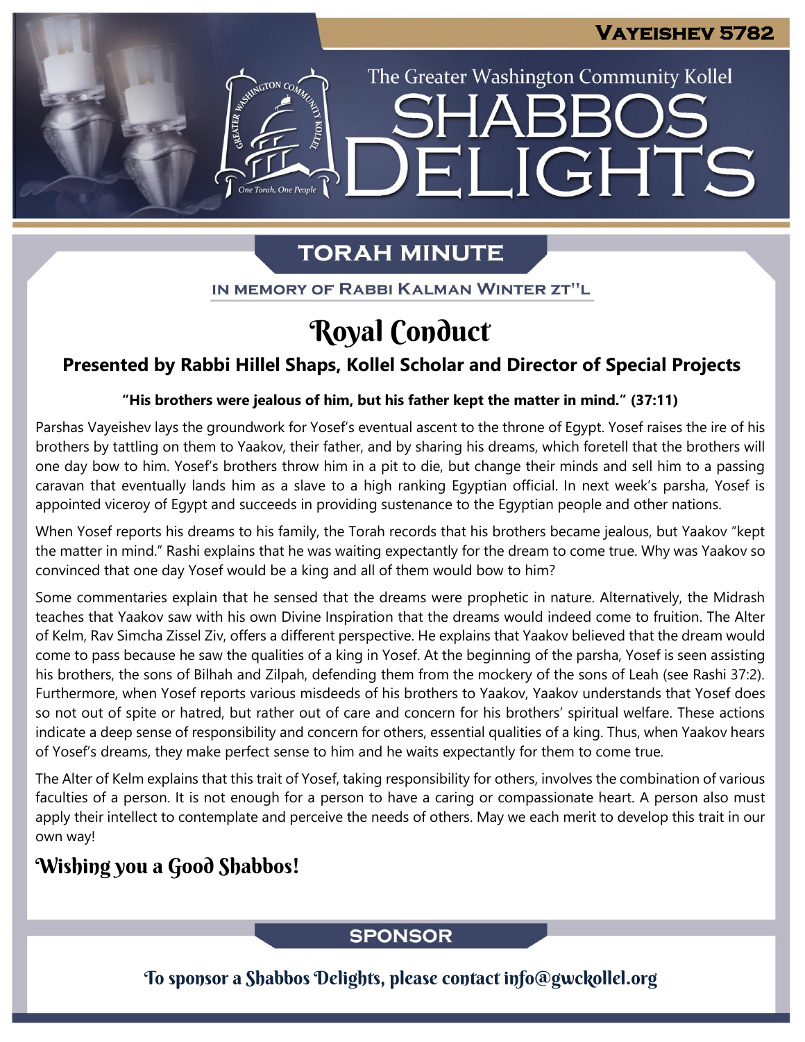Vayeishev 5782

The Greater Washington Community Kollel

# Shabbos Delights

## Torah Minute

In memory of Rabbi Kalman Winter zt"l

# Royal Conduct

### Presented by Rabbi Hillel Shaps, Kollel Scholar and Director of Special Projects

**"His brothers were jealous of him, but his father kept the matter in mind." (37:11)**

Parshas Vayeishev lays the groundwork for Yosef's eventual ascent to the throne of Egypt. Yosef raises the ire of his brothers by tattling on them to Yaakov, their father, and by sharing his dreams, which foretell that the brothers will one day bow to him. Yosef's brothers throw him in a pit to die, but change their minds and sell him to a passing caravan that eventually lands him as a slave to a high ranking Egyptian official. In next week's parsha, Yosef is appointed viceroy of Egypt and succeeds in providing sustenance to the Egyptian people and other nations.

When Yosef reports his dreams to his family, the Torah records that his brothers became jealous, but Yaakov "kept the matter in mind." Rashi explains that he was waiting expectantly for the dream to come true. Why was Yaakov so convinced that one day Yosef would be a king and all of them would bow to him?

Some commentaries explain that he sensed that the dreams were prophetic in nature. Alternatively, the Midrash teaches that Yaakov saw with his own Divine Inspiration that the dreams would indeed come to fruition. The Alter of Kelm, Rav Simcha Zissel Ziv, offers a different perspective. He explains that Yaakov believed that the dream would come to pass because he saw the qualities of a king in Yosef. At the beginning of the parsha, Yosef is seen assisting his brothers, the sons of Bilhah and Zilpah, defending them from the mockery of the sons of Leah (see Rashi 37:2). Furthermore, when Yosef reports various misdeeds of his brothers to Yaakov, Yaakov understands that Yosef does so not out of spite or hatred, but rather out of care and concern for his brothers' spiritual welfare. These actions indicate a deep sense of responsibility and concern for others, essential qualities of a king. Thus, when Yaakov hears of Yosef's dreams, they make perfect sense to him and he waits expectantly for them to come true.

The Alter of Kelm explains that this trait of Yosef, taking responsibility for others, involves the combination of various faculties of a person. It is not enough for a person to have a caring or compassionate heart. A person also must apply their intellect to contemplate and perceive the needs of others. May we each merit to develop this trait in our own way!

## Wishing you a Good Shabbos!

## Sponsor

To sponsor a Shabbos Delights, please contact info@gwckollel.org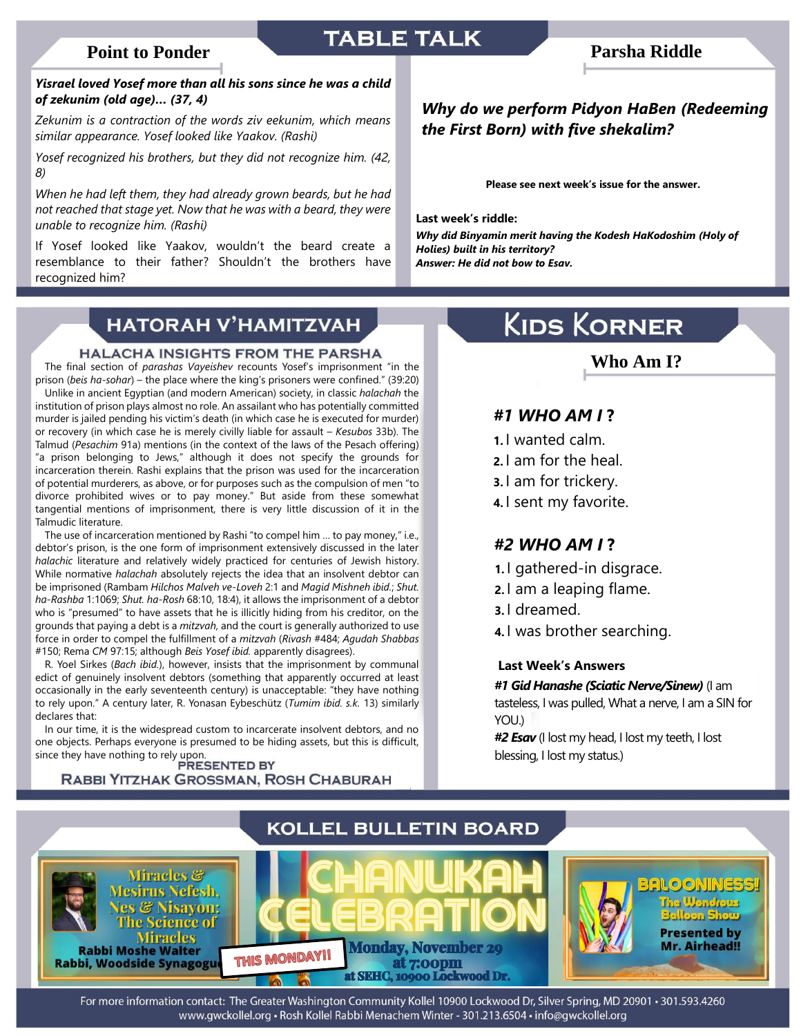# TABLE TALK

## Point to Ponder

***Yisrael loved Yosef more than all his sons since he was a child of zekunim (old age)... (37, 4)***

*Zekunim is a contraction of the words ziv eekunim, which means similar appearance. Yosef looked like Yaakov. (Rashi)*

*Yosef recognized his brothers, but they did not recognize him. (42, 8)*

*When he had left them, they had already grown beards, but he had not reached that stage yet. Now that he was with a beard, they were unable to recognize him. (Rashi)*

If Yosef looked like Yaakov, wouldn't the beard create a resemblance to their father? Shouldn't the brothers have recognized him?

## Parsha Riddle

***Why do we perform Pidyon HaBen (Redeeming the First Born) with five shekalim?***

**Please see next week's issue for the answer.**

**Last week's riddle:**

***Why did Binyamin merit having the Kodesh HaKodoshim (Holy of Holies) built in his territory?***

***Answer: He did not bow to Esav.***

# HATORAH V'HAMITZVAH

## HALACHA INSIGHTS FROM THE PARSHA

The final section of *parashas Vayeishev* recounts Yosef's imprisonment "in the prison (*beis ha-sohar*) – the place where the king's prisoners were confined." (39:20)

Unlike in ancient Egyptian (and modern American) society, in classic *halachah* the institution of prison plays almost no role. An assailant who has potentially committed murder is jailed pending his victim's death (in which case he is executed for murder) or recovery (in which case he is merely civilly liable for assault – *Kesubos* 33b). The Talmud (*Pesachim* 91a) mentions (in the context of the laws of the Pesach offering) "a prison belonging to Jews," although it does not specify the grounds for incarceration therein. Rashi explains that the prison was used for the incarceration of potential murderers, as above, or for purposes such as the compulsion of men "to divorce prohibited wives or to pay money." But aside from these somewhat tangential mentions of imprisonment, there is very little discussion of it in the Talmudic literature.

The use of incarceration mentioned by Rashi "to compel him … to pay money," i.e., debtor's prison, is the one form of imprisonment extensively discussed in the later *halachic* literature and relatively widely practiced for centuries of Jewish history. While normative *halachah* absolutely rejects the idea that an insolvent debtor can be imprisoned (Rambam *Hilchos Malveh ve-Loveh* 2:1 and *Magid Mishneh ibid.*; *Shut. ha-Rashba* 1:1069; *Shut. ha-Rosh* 68:10, 18:4), it allows the imprisonment of a debtor who is "presumed" to have assets that he is illicitly hiding from his creditor, on the grounds that paying a debt is a *mitzvah*, and the court is generally authorized to use force in order to compel the fulfillment of a *mitzvah* (*Rivash* #484; *Agudah Shabbas* #150; Rema *CM* 97:15; although *Beis Yosef ibid.* apparently disagrees).

R. Yoel Sirkes (*Bach ibid.*), however, insists that the imprisonment by communal edict of genuinely insolvent debtors (something that apparently occurred at least occasionally in the early seventeenth century) is unacceptable: "they have nothing to rely upon." A century later, R. Yonasan Eybeschütz (*Tumim ibid. s.k.* 13) similarly declares that:

In our time, it is the widespread custom to incarcerate insolvent debtors, and no one objects. Perhaps everyone is presumed to be hiding assets, but this is difficult, since they have nothing to rely upon.

PRESENTED BY
RABBI YITZHAK GROSSMAN, ROSH CHABURAH

# KIDS KORNER

## Who Am I?

### #1 WHO AM I?

1. I wanted calm.
2. I am for the heal.
3. I am for trickery.
4. I sent my favorite.

### #2 WHO AM I?

1. I gathered-in disgrace.
2. I am a leaping flame.
3. I dreamed.
4. I was brother searching.

**Last Week's Answers**

***#1 Gid Hanashe (Sciatic Nerve/Sinew)*** (I am tasteless, I was pulled, What a nerve, I am a SIN for YOU.)

***#2 Esav*** (I lost my head, I lost my teeth, I lost blessing, I lost my status.)

# KOLLEL BULLETIN BOARD

Miracles & Mesirus Nefesh, Nes & Nisayon: The Science of Miracles
**Rabbi Moshe Walter**
**Rabbi, Woodside Synagogue**

CHANUKAH CELEBRATION
THIS MONDAY!!
Monday, November 29
at 7:00pm
at SEHC, 10900 Lockwood Dr.

BALOONINESS!
The Wondrous Balloon Show
Presented by Mr. Airhead!!

For more information contact: The Greater Washington Community Kollel 10900 Lockwood Dr, Silver Spring, MD 20901 • 301.593.4260
www.gwckollel.org • Rosh Kollel Rabbi Menachem Winter - 301.213.6504 • info@gwckollel.org